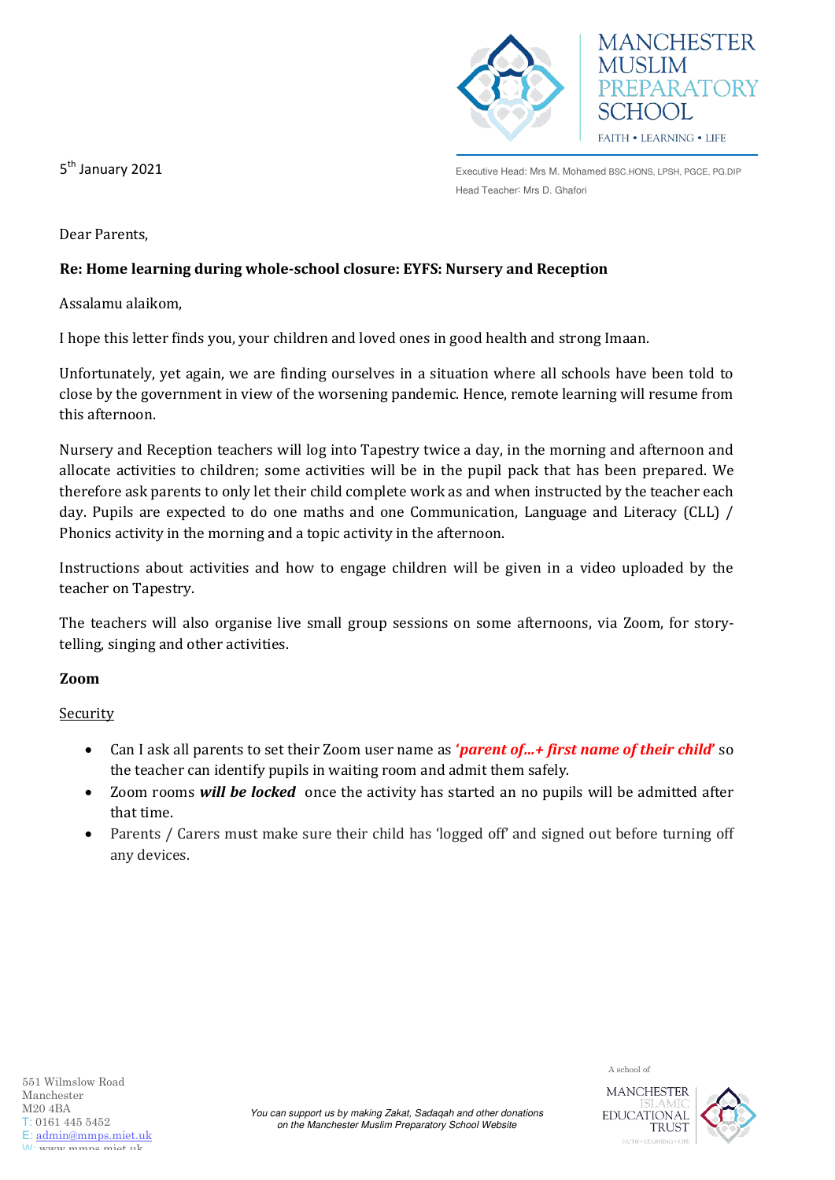MANCHESTER MUSLIM PREPARATORY SCHOOL

FAITH • LEARNING • LIFE

5th January 2021

Executive Head: Mrs M. Mohamed BSC.HONS, LPSH, PGCE, PG.DIP

Head Teacher: Mrs D. Ghafori

Dear Parents,

**Re: Home learning during whole-school closure: EYFS: Nursery and Reception**

Assalamu alaikom,

I hope this letter finds you, your children and loved ones in good health and strong Imaan.

Unfortunately, yet again, we are finding ourselves in a situation where all schools have been told to close by the government in view of the worsening pandemic. Hence, remote learning will resume from this afternoon.

Nursery and Reception teachers will log into Tapestry twice a day, in the morning and afternoon and allocate activities to children; some activities will be in the pupil pack that has been prepared. We therefore ask parents to only let their child complete work as and when instructed by the teacher each day. Pupils are expected to do one maths and one Communication, Language and Literacy (CLL) / Phonics activity in the morning and a topic activity in the afternoon.

Instructions about activities and how to engage children will be given in a video uploaded by the teacher on Tapestry.

The teachers will also organise live small group sessions on some afternoons, via Zoom, for story-telling, singing and other activities.

**Zoom**

<u>Security</u>

- Can I ask all parents to set their Zoom user name as ***'parent of…+ first name of their child'*** so the teacher can identify pupils in waiting room and admit them safely.
- Zoom rooms ***will be locked*** once the activity has started an no pupils will be admitted after that time.
- Parents / Carers must make sure their child has 'logged off' and signed out before turning off any devices.

551 Wilmslow Road
Manchester
M20 4BA
T: 0161 445 5452
E: admin@mmps.miet.uk
W: www.mmps.miet.uk

*You can support us by making Zakat, Sadaqah and other donations on the Manchester Muslim Preparatory School Website*

A school of MANCHESTER ISLAMIC EDUCATIONAL TRUST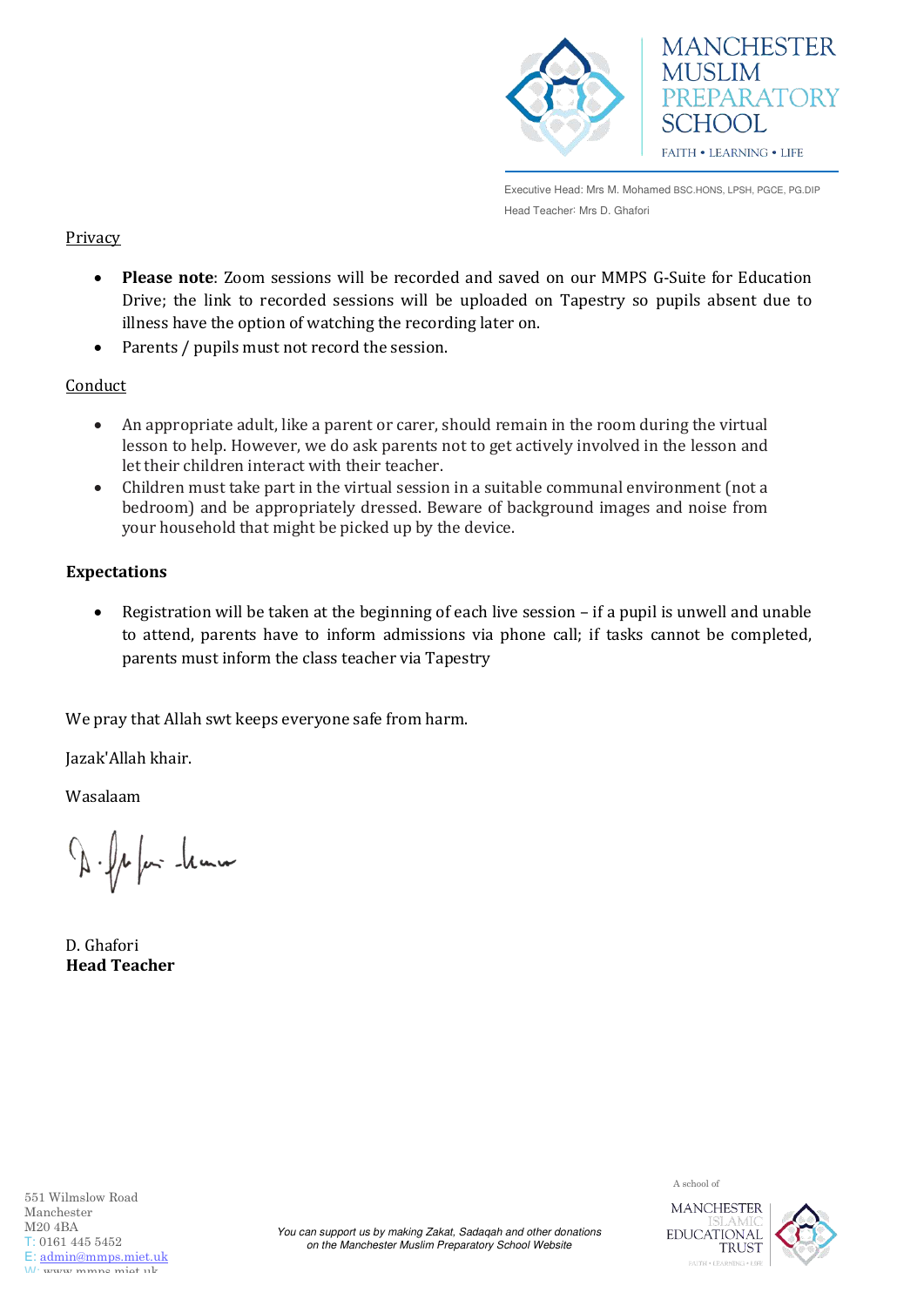Privacy

- **Please note**: Zoom sessions will be recorded and saved on our MMPS G-Suite for Education Drive; the link to recorded sessions will be uploaded on Tapestry so pupils absent due to illness have the option of watching the recording later on.
- Parents / pupils must not record the session.

Conduct

- An appropriate adult, like a parent or carer, should remain in the room during the virtual lesson to help. However, we do ask parents not to get actively involved in the lesson and let their children interact with their teacher.
- Children must take part in the virtual session in a suitable communal environment (not a bedroom) and be appropriately dressed. Beware of background images and noise from your household that might be picked up by the device.

**Expectations**

- Registration will be taken at the beginning of each live session – if a pupil is unwell and unable to attend, parents have to inform admissions via phone call; if tasks cannot be completed, parents must inform the class teacher via Tapestry

We pray that Allah swt keeps everyone safe from harm.

Jazak'Allah khair.

Wasalaam

D. Ghafori
**Head Teacher**